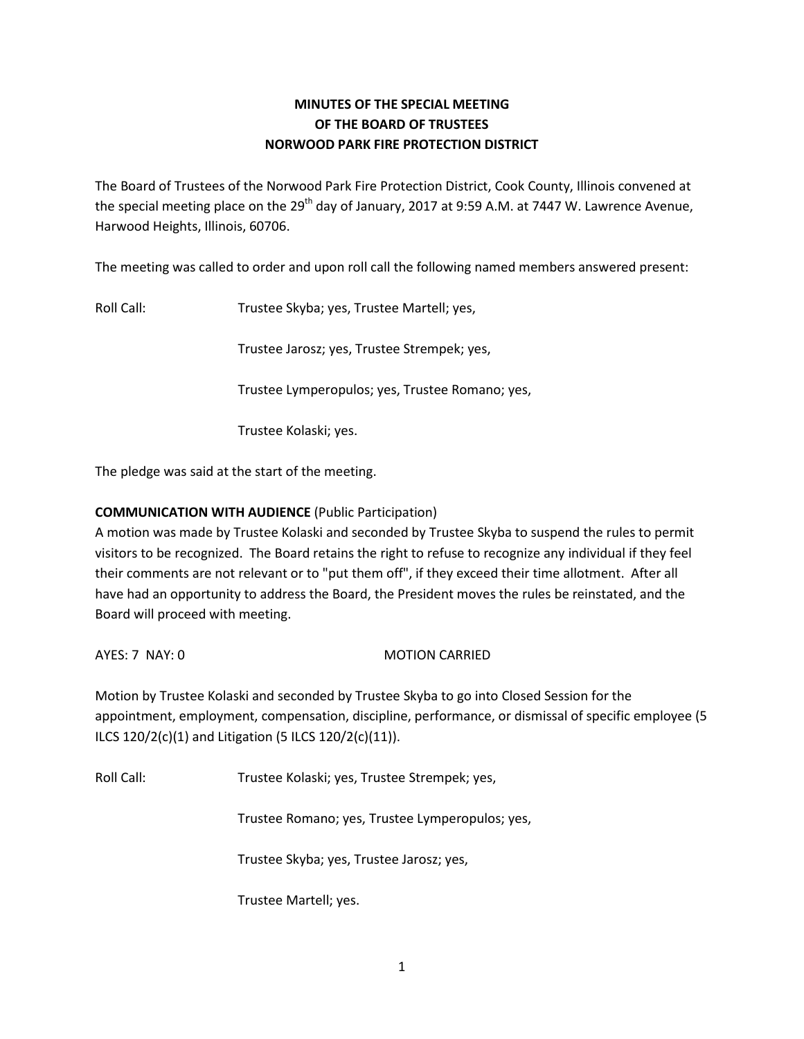# MINUTES OF THE SPECIAL MEETING
# OF THE BOARD OF TRUSTEES
# NORWOOD PARK FIRE PROTECTION DISTRICT

The Board of Trustees of the Norwood Park Fire Protection District, Cook County, Illinois convened at the special meeting place on the 29th day of January, 2017 at 9:59 A.M. at 7447 W. Lawrence Avenue, Harwood Heights, Illinois, 60706.

The meeting was called to order and upon roll call the following named members answered present:

Roll Call: Trustee Skyba; yes, Trustee Martell; yes,

Trustee Jarosz; yes, Trustee Strempek; yes,

Trustee Lymperopulos; yes, Trustee Romano; yes,

Trustee Kolaski; yes.

The pledge was said at the start of the meeting.

**COMMUNICATION WITH AUDIENCE** (Public Participation)
A motion was made by Trustee Kolaski and seconded by Trustee Skyba to suspend the rules to permit visitors to be recognized. The Board retains the right to refuse to recognize any individual if they feel their comments are not relevant or to "put them off", if they exceed their time allotment. After all have had an opportunity to address the Board, the President moves the rules be reinstated, and the Board will proceed with meeting.

AYES: 7 NAY: 0 MOTION CARRIED

Motion by Trustee Kolaski and seconded by Trustee Skyba to go into Closed Session for the appointment, employment, compensation, discipline, performance, or dismissal of specific employee (5 ILCS 120/2(c)(1) and Litigation (5 ILCS 120/2(c)(11)).

Roll Call: Trustee Kolaski; yes, Trustee Strempek; yes,

Trustee Romano; yes, Trustee Lymperopulos; yes,

Trustee Skyba; yes, Trustee Jarosz; yes,

Trustee Martell; yes.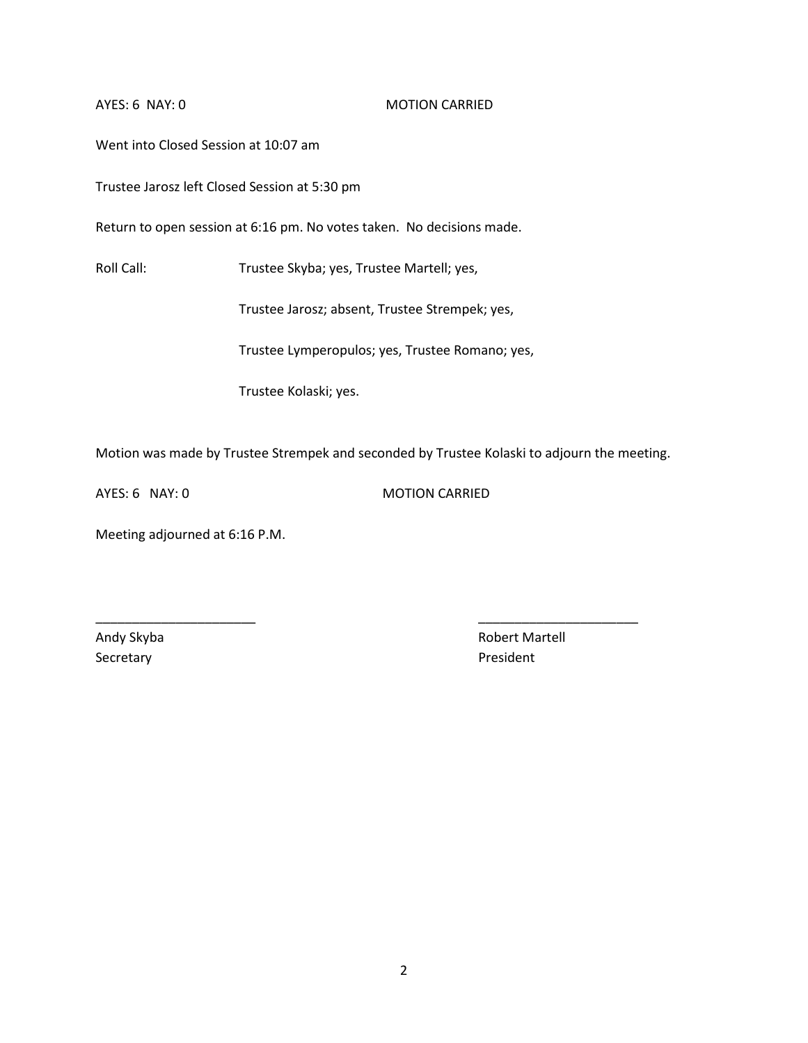AYES: 6 NAY: 0 MOTION CARRIED

Went into Closed Session at 10:07 am

Trustee Jarosz left Closed Session at 5:30 pm

Return to open session at 6:16 pm. No votes taken. No decisions made.

Roll Call: Trustee Skyba; yes, Trustee Martell; yes,

Trustee Jarosz; absent, Trustee Strempek; yes,

Trustee Lymperopulos; yes, Trustee Romano; yes,

Trustee Kolaski; yes.

Motion was made by Trustee Strempek and seconded by Trustee Kolaski to adjourn the meeting.

AYES: 6 NAY: 0 MOTION CARRIED

Meeting adjourned at 6:16 P.M.

______________________ ______________________

Andy Skyba
Secretary

Robert Martell
President